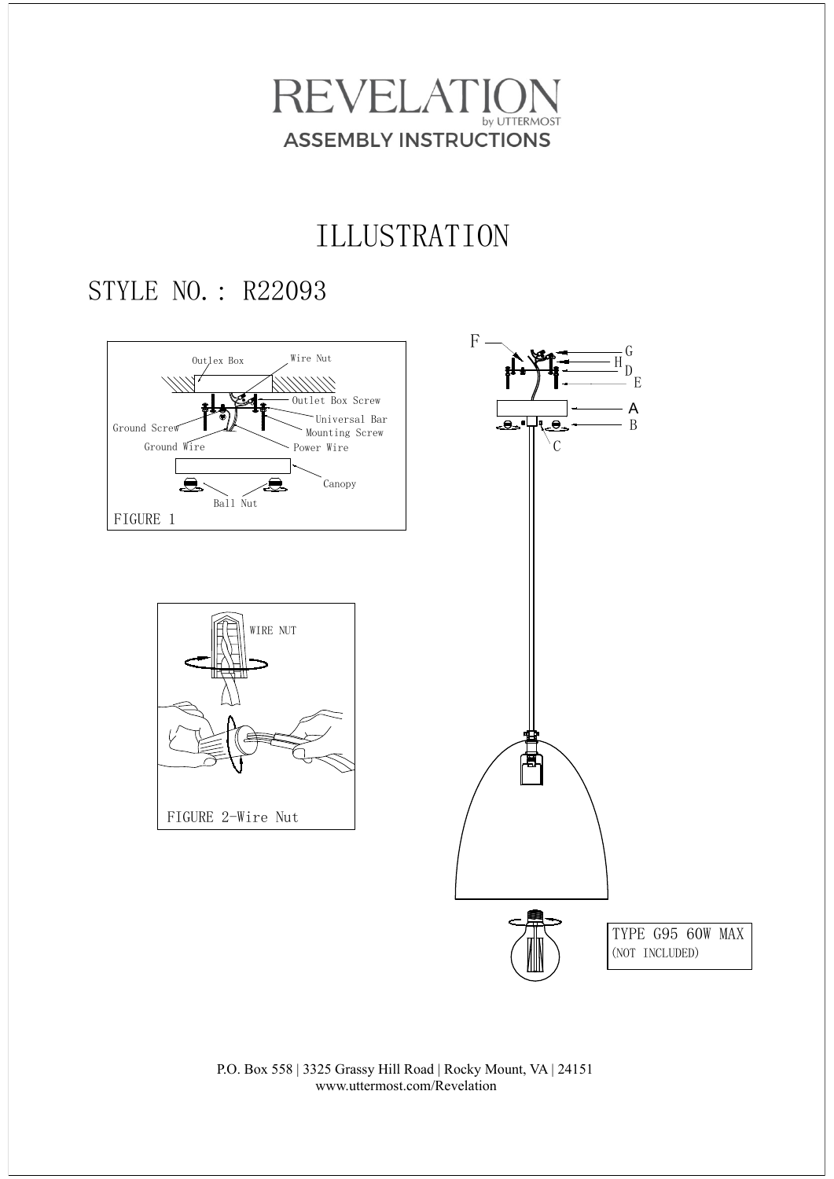# REVELATION

by UTTERMOST

## ASSEMBLY INSTRUCTIONS

# ILLUSTRATION

## STYLE NO.: R22093

Outlex Box

Wire Nut

Outlet Box Screw

Universal Bar Mounting Screw

Ground Screw

Ground Wire

Power Wire

Canopy

Ball Nut

FIGURE 1

WIRE NUT

FIGURE 2-Wire Nut

F

G

H

D

E

A

B

C

TYPE G95 60W MAX
(NOT INCLUDED)

P.O. Box 558 | 3325 Grassy Hill Road | Rocky Mount, VA | 24151
www.uttermost.com/Revelation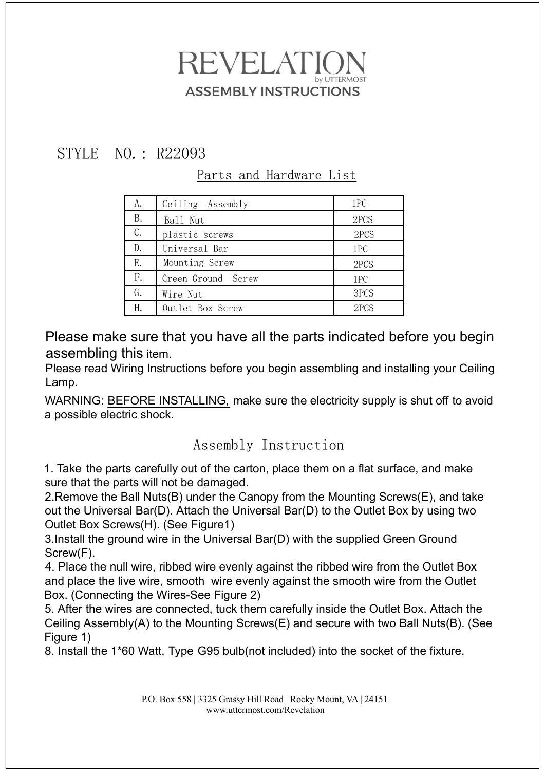# REVELATION

by UTTERMOST

## ASSEMBLY INSTRUCTIONS

STYLE NO.: R22093

## Parts and Hardware List

| | | |
|---|---|---|
| A. | Ceiling Assembly | 1PC |
| B. | Ball Nut | 2PCS |
| C. | plastic screws | 2PCS |
| D. | Universal Bar | 1PC |
| E. | Mounting Screw | 2PCS |
| F. | Green Ground Screw | 1PC |
| G. | Wire Nut | 3PCS |
| H. | Outlet Box Screw | 2PCS |

Please make sure that you have all the parts indicated before you begin assembling this item.

Please read Wiring Instructions before you begin assembling and installing your Ceiling Lamp.

WARNING: BEFORE INSTALLING, make sure the electricity supply is shut off to avoid a possible electric shock.

## Assembly Instruction

1. Take the parts carefully out of the carton, place them on a flat surface, and make sure that the parts will not be damaged.
2. Remove the Ball Nuts(B) under the Canopy from the Mounting Screws(E), and take out the Universal Bar(D). Attach the Universal Bar(D) to the Outlet Box by using two Outlet Box Screws(H). (See Figure1)
3. Install the ground wire in the Universal Bar(D) with the supplied Green Ground Screw(F).
4. Place the null wire, ribbed wire evenly against the ribbed wire from the Outlet Box and place the live wire, smooth wire evenly against the smooth wire from the Outlet Box. (Connecting the Wires-See Figure 2)
5. After the wires are connected, tuck them carefully inside the Outlet Box. Attach the Ceiling Assembly(A) to the Mounting Screws(E) and secure with two Ball Nuts(B). (See Figure 1)

8. Install the 1*60 Watt, Type G95 bulb(not included) into the socket of the fixture.

P.O. Box 558 | 3325 Grassy Hill Road | Rocky Mount, VA | 24151
www.uttermost.com/Revelation